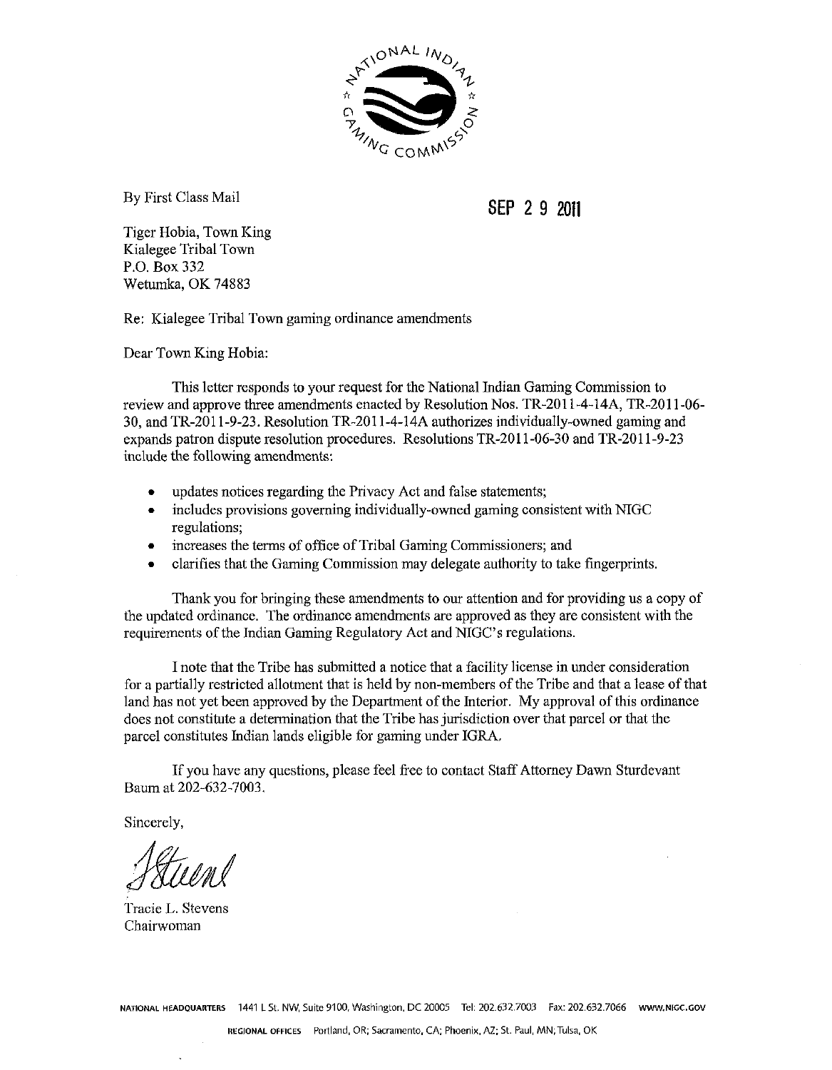By First Class Mail

SEP 2 9 2011

Tiger Hobia, Town King
Kialegee Tribal Town
P.O. Box 332
Wetumka, OK 74883

Re: Kialegee Tribal Town gaming ordinance amendments

Dear Town King Hobia:

This letter responds to your request for the National Indian Gaming Commission to review and approve three amendments enacted by Resolution Nos. TR-2011-4-14A, TR-2011-06-30, and TR-2011-9-23. Resolution TR-2011-4-14A authorizes individually-owned gaming and expands patron dispute resolution procedures. Resolutions TR-2011-06-30 and TR-2011-9-23 include the following amendments:

- updates notices regarding the Privacy Act and false statements;
- includes provisions governing individually-owned gaming consistent with NIGC regulations;
- increases the terms of office of Tribal Gaming Commissioners; and
- clarifies that the Gaming Commission may delegate authority to take fingerprints.

Thank you for bringing these amendments to our attention and for providing us a copy of the updated ordinance. The ordinance amendments are approved as they are consistent with the requirements of the Indian Gaming Regulatory Act and NIGC's regulations.

I note that the Tribe has submitted a notice that a facility license in under consideration for a partially restricted allotment that is held by non-members of the Tribe and that a lease of that land has not yet been approved by the Department of the Interior. My approval of this ordinance does not constitute a determination that the Tribe has jurisdiction over that parcel or that the parcel constitutes Indian lands eligible for gaming under IGRA.

If you have any questions, please feel free to contact Staff Attorney Dawn Sturdevant Baum at 202-632-7003.

Sincerely,

Tracie L. Stevens
Chairwoman

NATIONAL HEADQUARTERS 1441 L St. NW, Suite 9100, Washington, DC 20005 Tel: 202.632.7003 Fax: 202.632.7066 WWW.NIGC.GOV

REGIONAL OFFICES Portland, OR; Sacramento, CA; Phoenix, AZ; St. Paul, MN; Tulsa, OK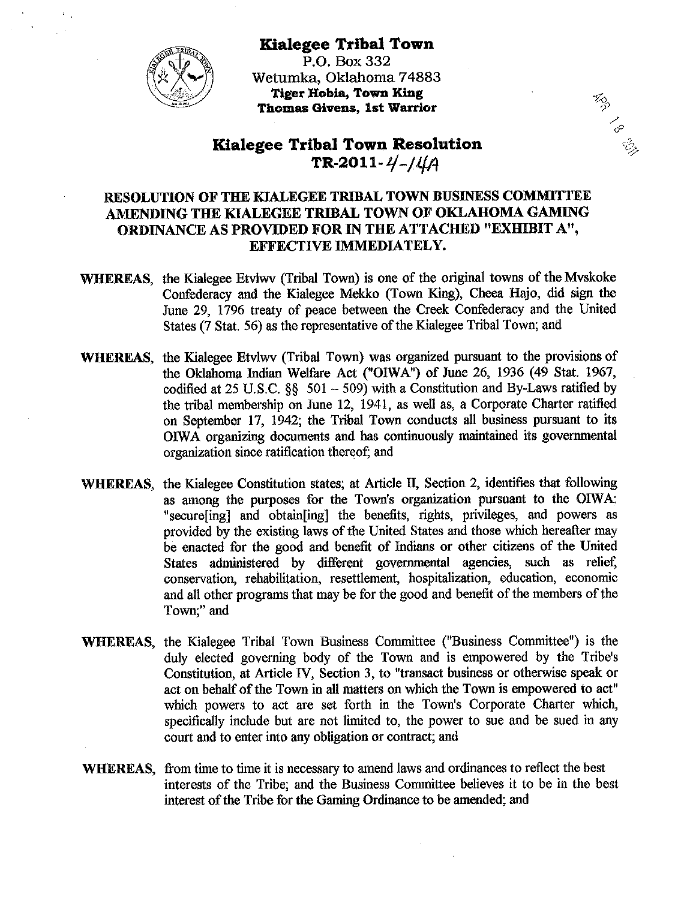**Kialegee Tribal Town**
P.O. Box 332
Wetumka, Oklahoma 74883
**Tiger Hobia, Town King**
**Thomas Givens, 1st Warrior**

APR 18 2011

# Kialegee Tribal Town Resolution
# TR-2011-4-14A

## RESOLUTION OF THE KIALEGEE TRIBAL TOWN BUSINESS COMMITTEE AMENDING THE KIALEGEE TRIBAL TOWN OF OKLAHOMA GAMING ORDINANCE AS PROVIDED FOR IN THE ATTACHED "EXHIBIT A", EFFECTIVE IMMEDIATELY.

**WHEREAS,** the Kialegee Etvlwv (Tribal Town) is one of the original towns of the Mvskoke Confederacy and the Kialegee Mekko (Town King), Cheea Hajo, did sign the June 29, 1796 treaty of peace between the Creek Confederacy and the United States (7 Stat. 56) as the representative of the Kialegee Tribal Town; and

**WHEREAS,** the Kialegee Etvlwv (Tribal Town) was organized pursuant to the provisions of the Oklahoma Indian Welfare Act ("OIWA") of June 26, 1936 (49 Stat. 1967, codified at 25 U.S.C. §§ 501 – 509) with a Constitution and By-Laws ratified by the tribal membership on June 12, 1941, as well as, a Corporate Charter ratified on September 17, 1942; the Tribal Town conducts all business pursuant to its OIWA organizing documents and has continuously maintained its governmental organization since ratification thereof; and

**WHEREAS,** the Kialegee Constitution states; at Article II, Section 2, identifies that following as among the purposes for the Town's organization pursuant to the OIWA: "secure[ing] and obtain[ing] the benefits, rights, privileges, and powers as provided by the existing laws of the United States and those which hereafter may be enacted for the good and benefit of Indians or other citizens of the United States administered by different governmental agencies, such as relief, conservation, rehabilitation, resettlement, hospitalization, education, economic and all other programs that may be for the good and benefit of the members of the Town;" and

**WHEREAS,** the Kialegee Tribal Town Business Committee ("Business Committee") is the duly elected governing body of the Town and is empowered by the Tribe's Constitution, at Article IV, Section 3, to "transact business or otherwise speak or act on behalf of the Town in all matters on which the Town is empowered to act" which powers to act are set forth in the Town's Corporate Charter which, specifically include but are not limited to, the power to sue and be sued in any court and to enter into any obligation or contract; and

**WHEREAS,** from time to time it is necessary to amend laws and ordinances to reflect the best interests of the Tribe; and the Business Committee believes it to be in the best interest of the Tribe for the Gaming Ordinance to be amended; and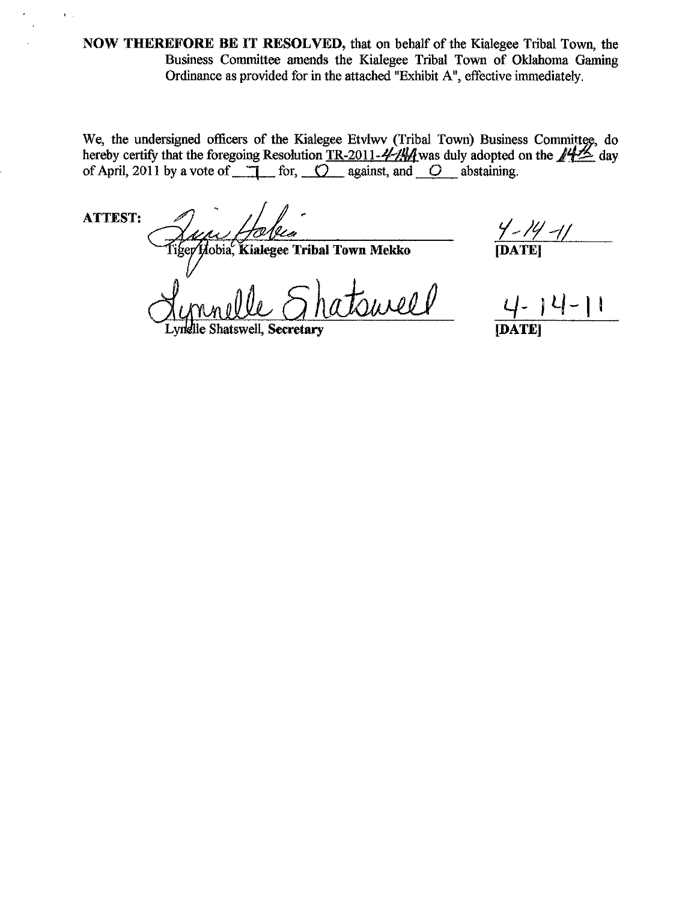**NOW THEREFORE BE IT RESOLVED,** that on behalf of the Kialegee Tribal Town, the Business Committee amends the Kialegee Tribal Town of Oklahoma Gaming Ordinance as provided for in the attached "Exhibit A", effective immediately.

We, the undersigned officers of the Kialegee Etvlwv (Tribal Town) Business Committee, do hereby certify that the foregoing Resolution TR-2011-4-14A was duly adopted on the 14th day of April, 2011 by a vote of 7 for, 0 against, and 0 abstaining.

**ATTEST:**

Tiger Hobia, **Kialegee Tribal Town Mekko** — 4-14-11 **[DATE]**

Lynelle Shatswell, **Secretary** — 4-14-11 **[DATE]**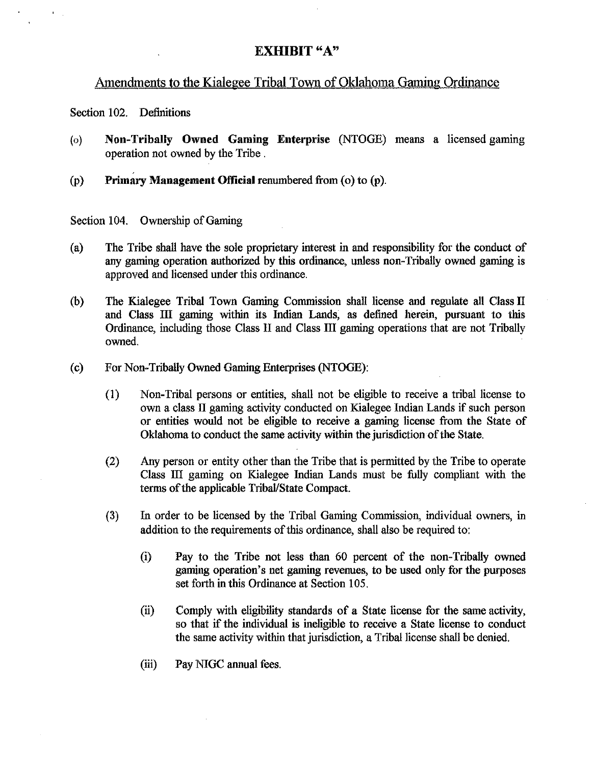# EXHIBIT "A"

## Amendments to the Kialegee Tribal Town of Oklahoma Gaming Ordinance

Section 102. Definitions

(o) **Non-Tribally Owned Gaming Enterprise** (NTOGE) means a licensed gaming operation not owned by the Tribe .

(p) **Primary Management Official** renumbered from (o) to (p).

Section 104. Ownership of Gaming

(a) The Tribe shall have the sole proprietary interest in and responsibility for the conduct of any gaming operation authorized by this ordinance, unless non-Tribally owned gaming is approved and licensed under this ordinance.

(b) The Kialegee Tribal Town Gaming Commission shall license and regulate all Class II and Class III gaming within its Indian Lands, as defined herein, pursuant to this Ordinance, including those Class II and Class III gaming operations that are not Tribally owned.

(c) For Non-Tribally Owned Gaming Enterprises (NTOGE):

(1) Non-Tribal persons or entities, shall not be eligible to receive a tribal license to own a class II gaming activity conducted on Kialegee Indian Lands if such person or entities would not be eligible to receive a gaming license from the State of Oklahoma to conduct the same activity within the jurisdiction of the State.

(2) Any person or entity other than the Tribe that is permitted by the Tribe to operate Class III gaming on Kialegee Indian Lands must be fully compliant with the terms of the applicable Tribal/State Compact.

(3) In order to be licensed by the Tribal Gaming Commission, individual owners, in addition to the requirements of this ordinance, shall also be required to:

(i) Pay to the Tribe not less than 60 percent of the non-Tribally owned gaming operation's net gaming revenues, to be used only for the purposes set forth in this Ordinance at Section 105.

(ii) Comply with eligibility standards of a State license for the same activity, so that if the individual is ineligible to receive a State license to conduct the same activity within that jurisdiction, a Tribal license shall be denied.

(iii) Pay NIGC annual fees.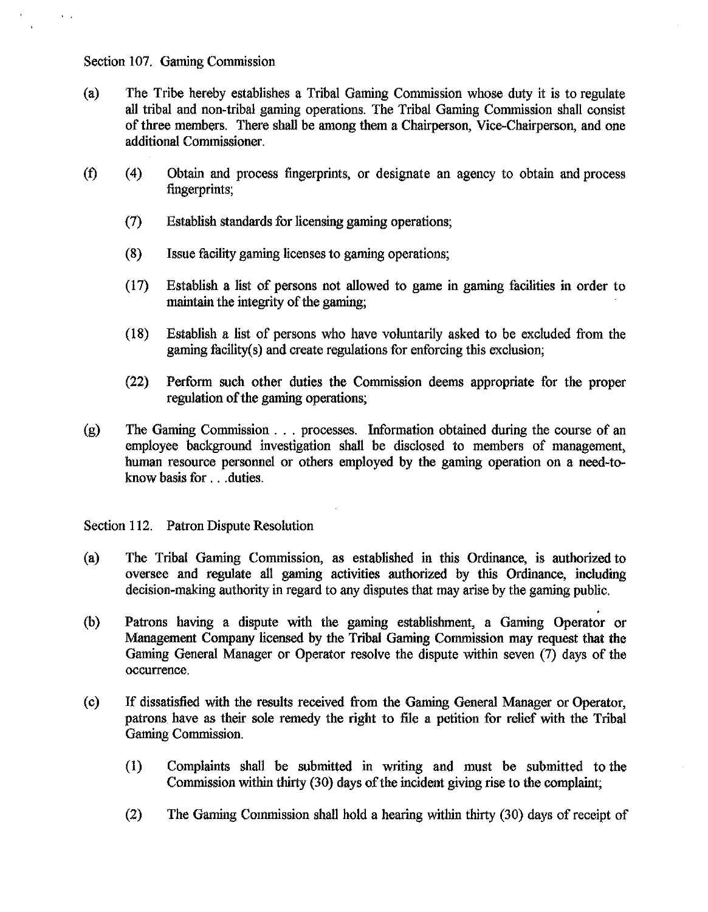Section 107. Gaming Commission

(a) The Tribe hereby establishes a Tribal Gaming Commission whose duty it is to regulate all tribal and non-tribal gaming operations. The Tribal Gaming Commission shall consist of three members. There shall be among them a Chairperson, Vice-Chairperson, and one additional Commissioner.

(f) (4) Obtain and process fingerprints, or designate an agency to obtain and process fingerprints;

(7) Establish standards for licensing gaming operations;

(8) Issue facility gaming licenses to gaming operations;

(17) Establish a list of persons not allowed to game in gaming facilities in order to maintain the integrity of the gaming;

(18) Establish a list of persons who have voluntarily asked to be excluded from the gaming facility(s) and create regulations for enforcing this exclusion;

(22) Perform such other duties the Commission deems appropriate for the proper regulation of the gaming operations;

(g) The Gaming Commission . . . processes. Information obtained during the course of an employee background investigation shall be disclosed to members of management, human resource personnel or others employed by the gaming operation on a need-to-know basis for . . .duties.

Section 112. Patron Dispute Resolution

(a) The Tribal Gaming Commission, as established in this Ordinance, is authorized to oversee and regulate all gaming activities authorized by this Ordinance, including decision-making authority in regard to any disputes that may arise by the gaming public.

(b) Patrons having a dispute with the gaming establishment, a Gaming Operator or Management Company licensed by the Tribal Gaming Commission may request that the Gaming General Manager or Operator resolve the dispute within seven (7) days of the occurrence.

(c) If dissatisfied with the results received from the Gaming General Manager or Operator, patrons have as their sole remedy the right to file a petition for relief with the Tribal Gaming Commission.

(1) Complaints shall be submitted in writing and must be submitted to the Commission within thirty (30) days of the incident giving rise to the complaint;

(2) The Gaming Commission shall hold a hearing within thirty (30) days of receipt of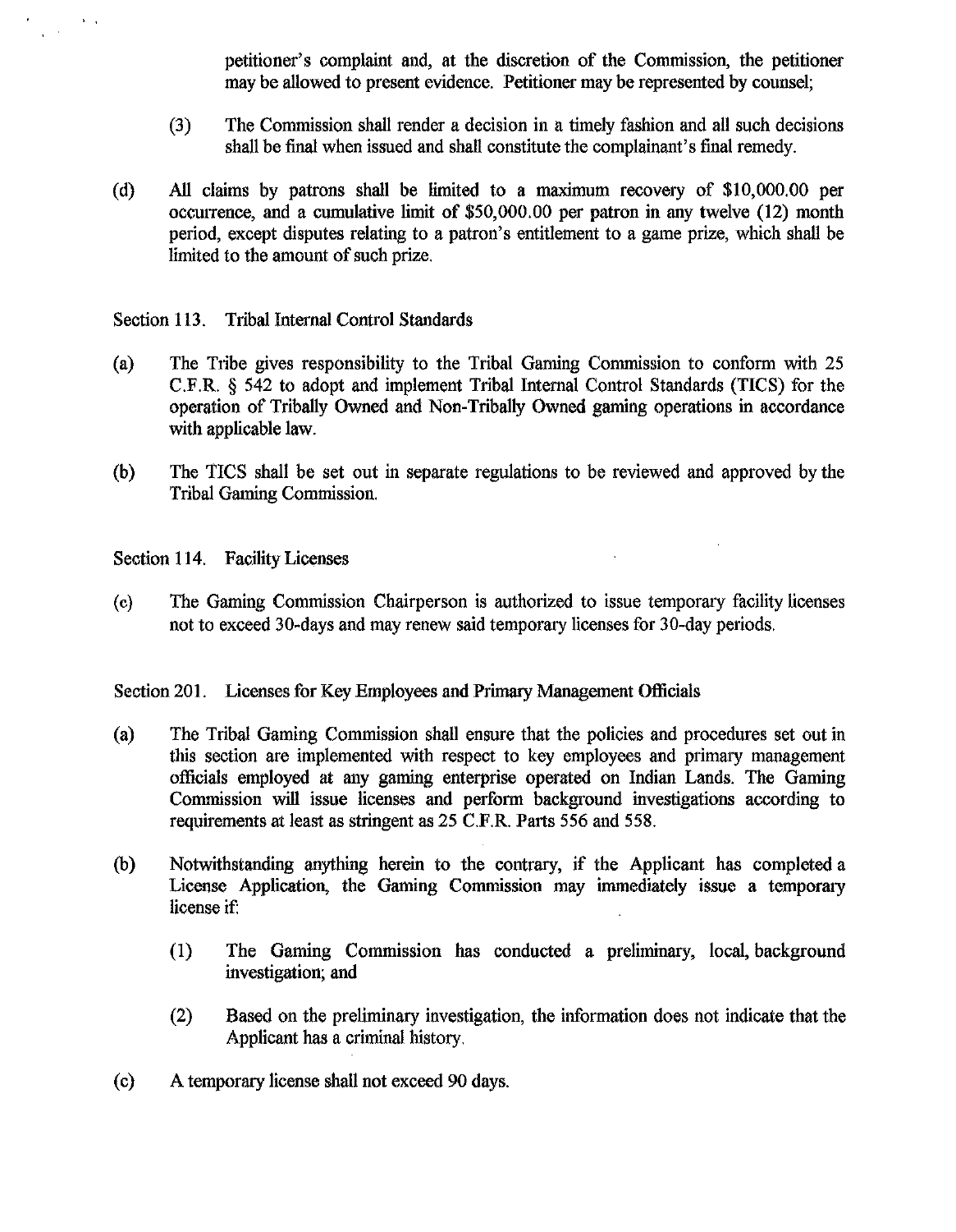petitioner's complaint and, at the discretion of the Commission, the petitioner may be allowed to present evidence. Petitioner may be represented by counsel;

(3) The Commission shall render a decision in a timely fashion and all such decisions shall be final when issued and shall constitute the complainant's final remedy.

(d) All claims by patrons shall be limited to a maximum recovery of $10,000.00 per occurrence, and a cumulative limit of $50,000.00 per patron in any twelve (12) month period, except disputes relating to a patron's entitlement to a game prize, which shall be limited to the amount of such prize.

Section 113. Tribal Internal Control Standards

(a) The Tribe gives responsibility to the Tribal Gaming Commission to conform with 25 C.F.R. § 542 to adopt and implement Tribal Internal Control Standards (TICS) for the operation of Tribally Owned and Non-Tribally Owned gaming operations in accordance with applicable law.

(b) The TICS shall be set out in separate regulations to be reviewed and approved by the Tribal Gaming Commission.

Section 114. Facility Licenses

(c) The Gaming Commission Chairperson is authorized to issue temporary facility licenses not to exceed 30-days and may renew said temporary licenses for 30-day periods.

Section 201. Licenses for Key Employees and Primary Management Officials

(a) The Tribal Gaming Commission shall ensure that the policies and procedures set out in this section are implemented with respect to key employees and primary management officials employed at any gaming enterprise operated on Indian Lands. The Gaming Commission will issue licenses and perform background investigations according to requirements at least as stringent as 25 C.F.R. Parts 556 and 558.

(b) Notwithstanding anything herein to the contrary, if the Applicant has completed a License Application, the Gaming Commission may immediately issue a temporary license if:

(1) The Gaming Commission has conducted a preliminary, local, background investigation; and

(2) Based on the preliminary investigation, the information does not indicate that the Applicant has a criminal history.

(c) A temporary license shall not exceed 90 days.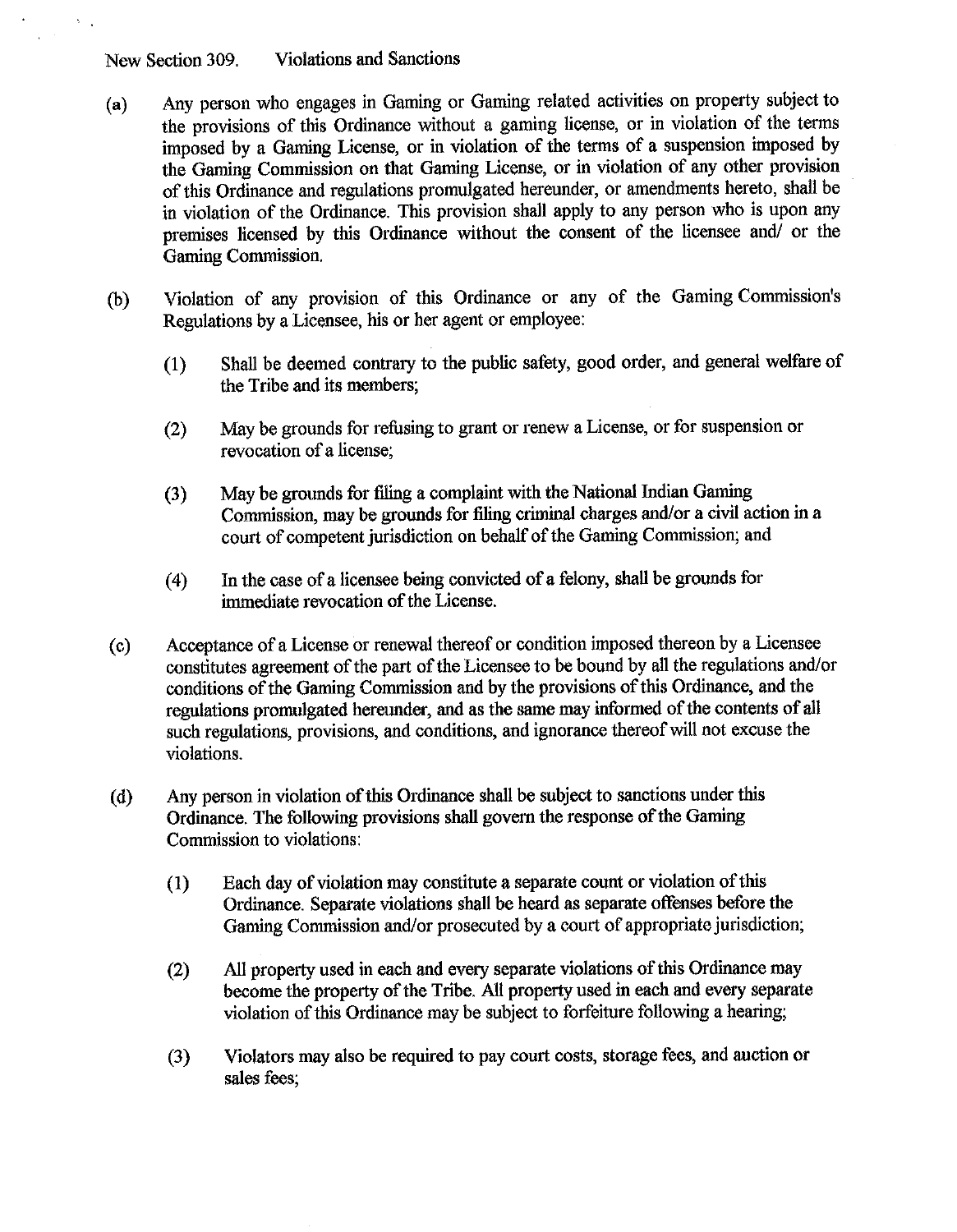New Section 309. Violations and Sanctions

(a) Any person who engages in Gaming or Gaming related activities on property subject to the provisions of this Ordinance without a gaming license, or in violation of the terms imposed by a Gaming License, or in violation of the terms of a suspension imposed by the Gaming Commission on that Gaming License, or in violation of any other provision of this Ordinance and regulations promulgated hereunder, or amendments hereto, shall be in violation of the Ordinance. This provision shall apply to any person who is upon any premises licensed by this Ordinance without the consent of the licensee and/ or the Gaming Commission.

(b) Violation of any provision of this Ordinance or any of the Gaming Commission's Regulations by a Licensee, his or her agent or employee:

(1) Shall be deemed contrary to the public safety, good order, and general welfare of the Tribe and its members;

(2) May be grounds for refusing to grant or renew a License, or for suspension or revocation of a license;

(3) May be grounds for filing a complaint with the National Indian Gaming Commission, may be grounds for filing criminal charges and/or a civil action in a court of competent jurisdiction on behalf of the Gaming Commission; and

(4) In the case of a licensee being convicted of a felony, shall be grounds for immediate revocation of the License.

(c) Acceptance of a License or renewal thereof or condition imposed thereon by a Licensee constitutes agreement of the part of the Licensee to be bound by all the regulations and/or conditions of the Gaming Commission and by the provisions of this Ordinance, and the regulations promulgated hereunder, and as the same may informed of the contents of all such regulations, provisions, and conditions, and ignorance thereof will not excuse the violations.

(d) Any person in violation of this Ordinance shall be subject to sanctions under this Ordinance. The following provisions shall govern the response of the Gaming Commission to violations:

(1) Each day of violation may constitute a separate count or violation of this Ordinance. Separate violations shall be heard as separate offenses before the Gaming Commission and/or prosecuted by a court of appropriate jurisdiction;

(2) All property used in each and every separate violations of this Ordinance may become the property of the Tribe. All property used in each and every separate violation of this Ordinance may be subject to forfeiture following a hearing;

(3) Violators may also be required to pay court costs, storage fees, and auction or sales fees;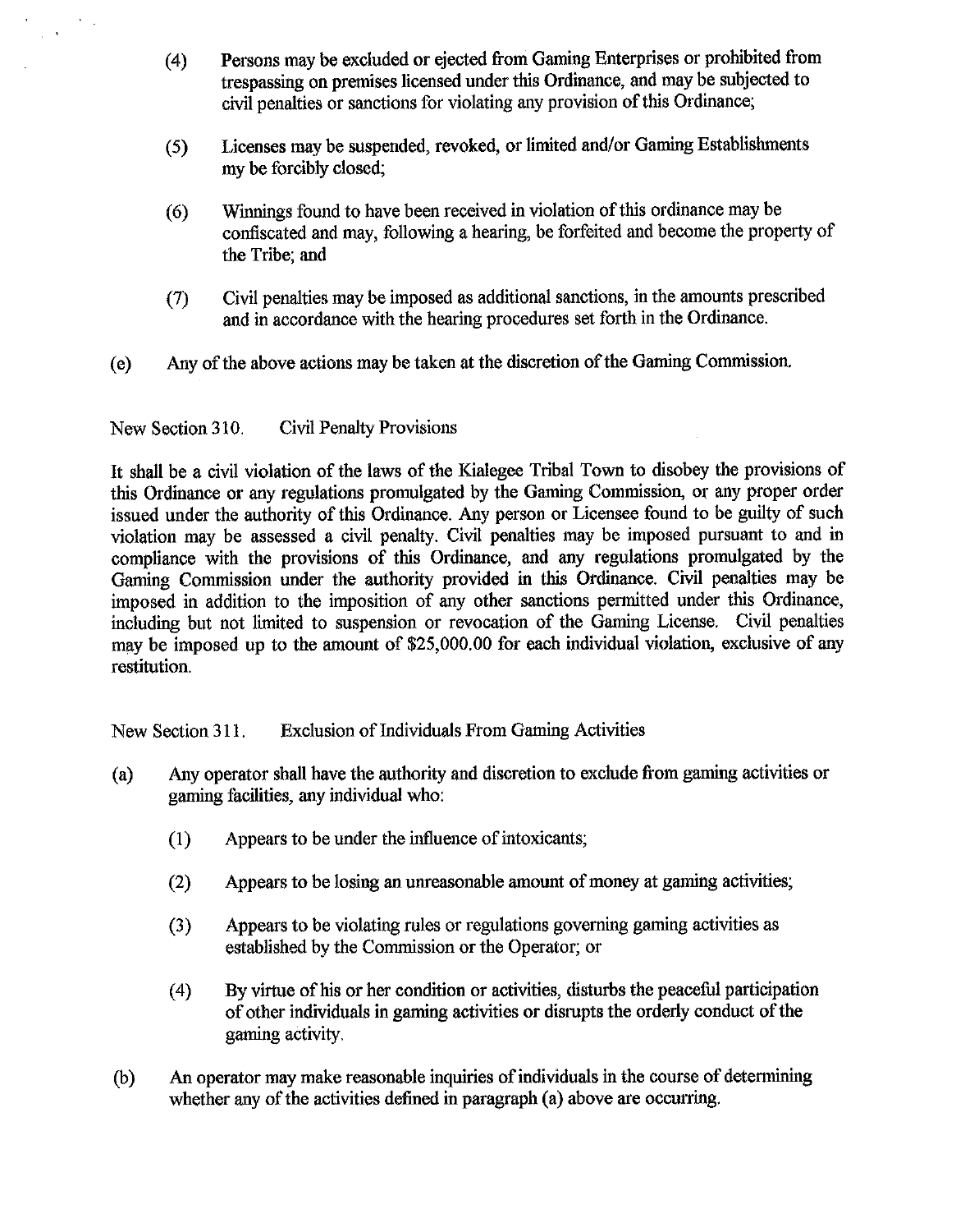(4) Persons may be excluded or ejected from Gaming Enterprises or prohibited from trespassing on premises licensed under this Ordinance, and may be subjected to civil penalties or sanctions for violating any provision of this Ordinance;

(5) Licenses may be suspended, revoked, or limited and/or Gaming Establishments my be forcibly closed;

(6) Winnings found to have been received in violation of this ordinance may be confiscated and may, following a hearing, be forfeited and become the property of the Tribe; and

(7) Civil penalties may be imposed as additional sanctions, in the amounts prescribed and in accordance with the hearing procedures set forth in the Ordinance.

(e) Any of the above actions may be taken at the discretion of the Gaming Commission.

New Section 310. Civil Penalty Provisions

It shall be a civil violation of the laws of the Kialegee Tribal Town to disobey the provisions of this Ordinance or any regulations promulgated by the Gaming Commission, or any proper order issued under the authority of this Ordinance. Any person or Licensee found to be guilty of such violation may be assessed a civil penalty. Civil penalties may be imposed pursuant to and in compliance with the provisions of this Ordinance, and any regulations promulgated by the Gaming Commission under the authority provided in this Ordinance. Civil penalties may be imposed in addition to the imposition of any other sanctions permitted under this Ordinance, including but not limited to suspension or revocation of the Gaming License. Civil penalties may be imposed up to the amount of $25,000.00 for each individual violation, exclusive of any restitution.

New Section 311. Exclusion of Individuals From Gaming Activities

(a) Any operator shall have the authority and discretion to exclude from gaming activities or gaming facilities, any individual who:

(1) Appears to be under the influence of intoxicants;

(2) Appears to be losing an unreasonable amount of money at gaming activities;

(3) Appears to be violating rules or regulations governing gaming activities as established by the Commission or the Operator; or

(4) By virtue of his or her condition or activities, disturbs the peaceful participation of other individuals in gaming activities or disrupts the orderly conduct of the gaming activity.

(b) An operator may make reasonable inquiries of individuals in the course of determining whether any of the activities defined in paragraph (a) above are occurring.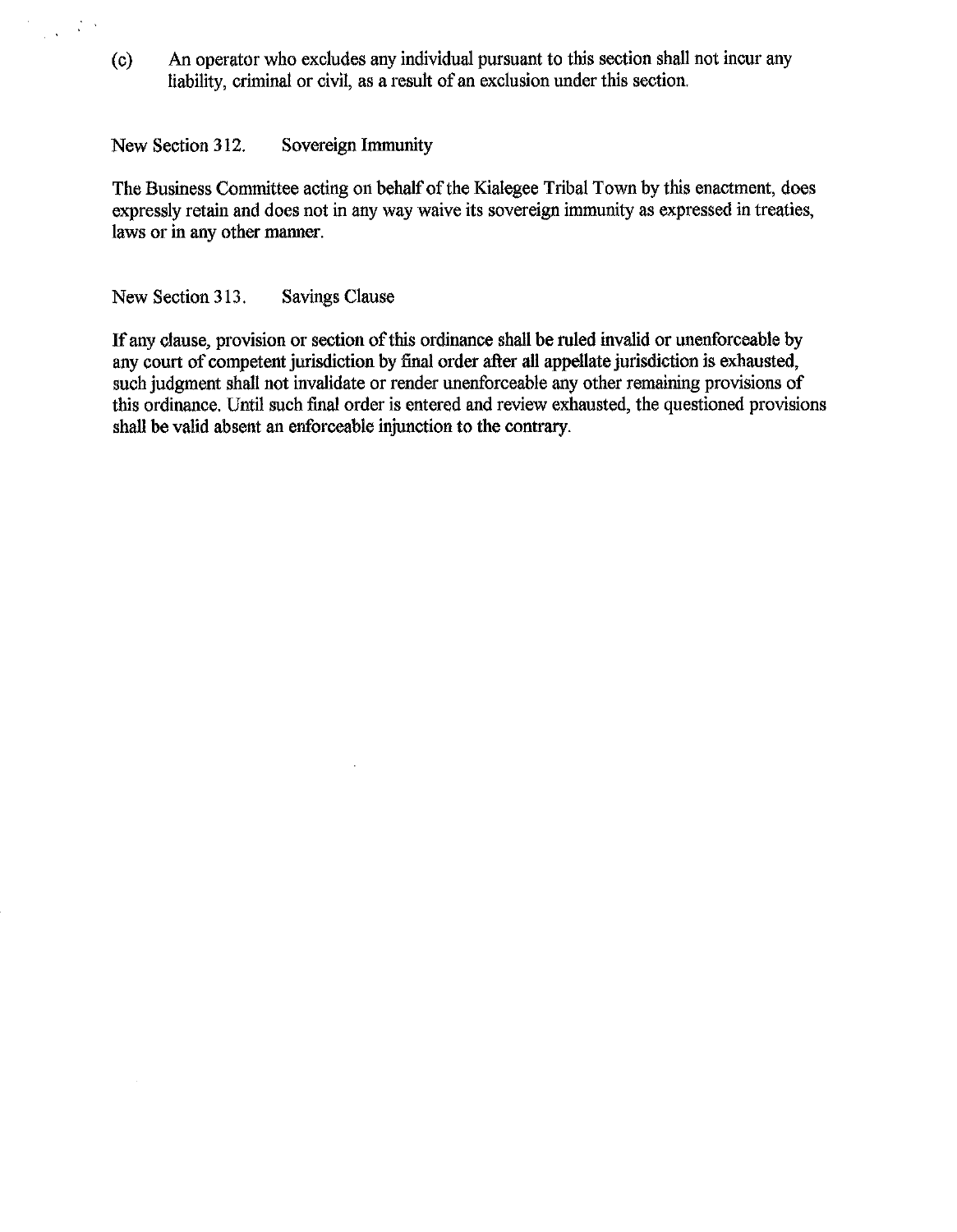(c) An operator who excludes any individual pursuant to this section shall not incur any liability, criminal or civil, as a result of an exclusion under this section.

New Section 312. Sovereign Immunity

The Business Committee acting on behalf of the Kialegee Tribal Town by this enactment, does expressly retain and does not in any way waive its sovereign immunity as expressed in treaties, laws or in any other manner.

New Section 313. Savings Clause

If any clause, provision or section of this ordinance shall be ruled invalid or unenforceable by any court of competent jurisdiction by final order after all appellate jurisdiction is exhausted, such judgment shall not invalidate or render unenforceable any other remaining provisions of this ordinance. Until such final order is entered and review exhausted, the questioned provisions shall be valid absent an enforceable injunction to the contrary.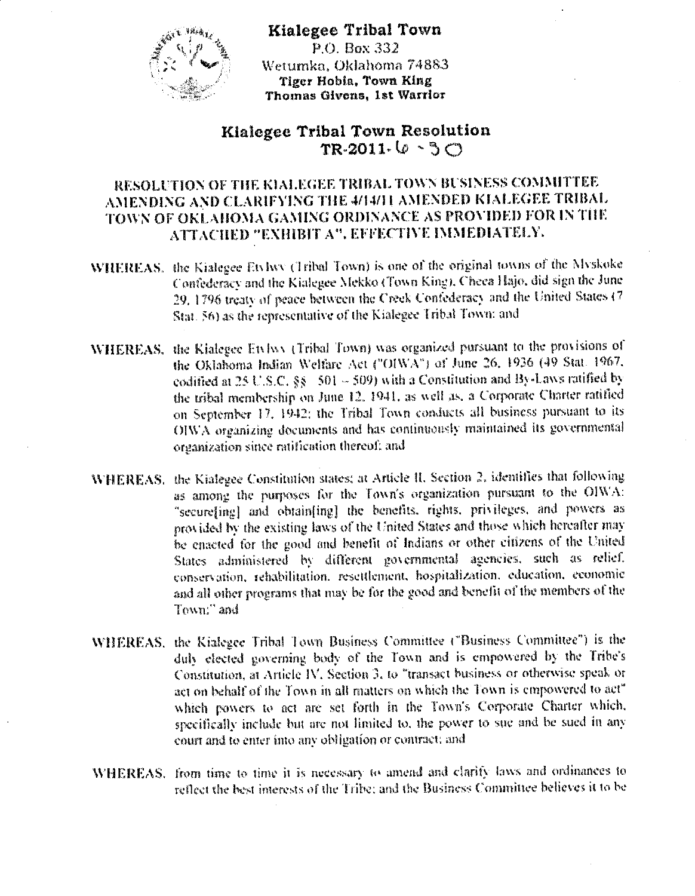**Kialegee Tribal Town**
P.O. Box 332
Wetumka, Oklahoma 74883
**Tiger Hobia, Town King**
**Thomas Givens, 1st Warrior**

# Kialegee Tribal Town Resolution
## TR-2011-6-30

### RESOLUTION OF THE KIALEGEE TRIBAL TOWN BUSINESS COMMITTEE AMENDING AND CLARIFYING THE 4/14/11 AMENDED KIALEGEE TRIBAL TOWN OF OKLAHOMA GAMING ORDINANCE AS PROVIDED FOR IN THE ATTACHED "EXHIBIT A", EFFECTIVE IMMEDIATELY.

**WHEREAS,** the Kialegee Etvlwv (Tribal Town) is one of the original towns of the Mvskoke Confederacy and the Kialegee Mekko (Town King), Checa Hajo, did sign the June 29, 1796 treaty of peace between the Creek Confederacy and the United States (7 Stat. 56) as the representative of the Kialegee Tribal Town; and

**WHEREAS,** the Kialegee Etvlwv (Tribal Town) was organized pursuant to the provisions of the Oklahoma Indian Welfare Act ("OIWA") of June 26, 1936 (49 Stat. 1967, codified at 25 U.S.C. §§ 501 – 509) with a Constitution and By-Laws ratified by the tribal membership on June 12, 1941, as well as, a Corporate Charter ratified on September 17, 1942; the Tribal Town conducts all business pursuant to its OIWA organizing documents and has continuously maintained its governmental organization since ratification thereof; and

**WHEREAS,** the Kialegee Constitution states; at Article II, Section 2, identifies that following as among the purposes for the Town's organization pursuant to the OIWA: "secure[ing] and obtain[ing] the benefits, rights, privileges, and powers as provided by the existing laws of the United States and those which hereafter may be enacted for the good and benefit of Indians or other citizens of the United States administered by different governmental agencies, such as relief, conservation, rehabilitation, resettlement, hospitalization, education, economic and all other programs that may be for the good and benefit of the members of the Town;" and

**WHEREAS,** the Kialegee Tribal Town Business Committee ("Business Committee") is the duly elected governing body of the Town and is empowered by the Tribe's Constitution, at Article IV, Section 3, to "transact business or otherwise speak or act on behalf of the Town in all matters on which the Town is empowered to act" which powers to act are set forth in the Town's Corporate Charter which, specifically include but are not limited to, the power to sue and be sued in any court and to enter into any obligation or contract; and

**WHEREAS,** from time to time it is necessary to amend and clarify laws and ordinances to reflect the best interests of the Tribe; and the Business Committee believes it to be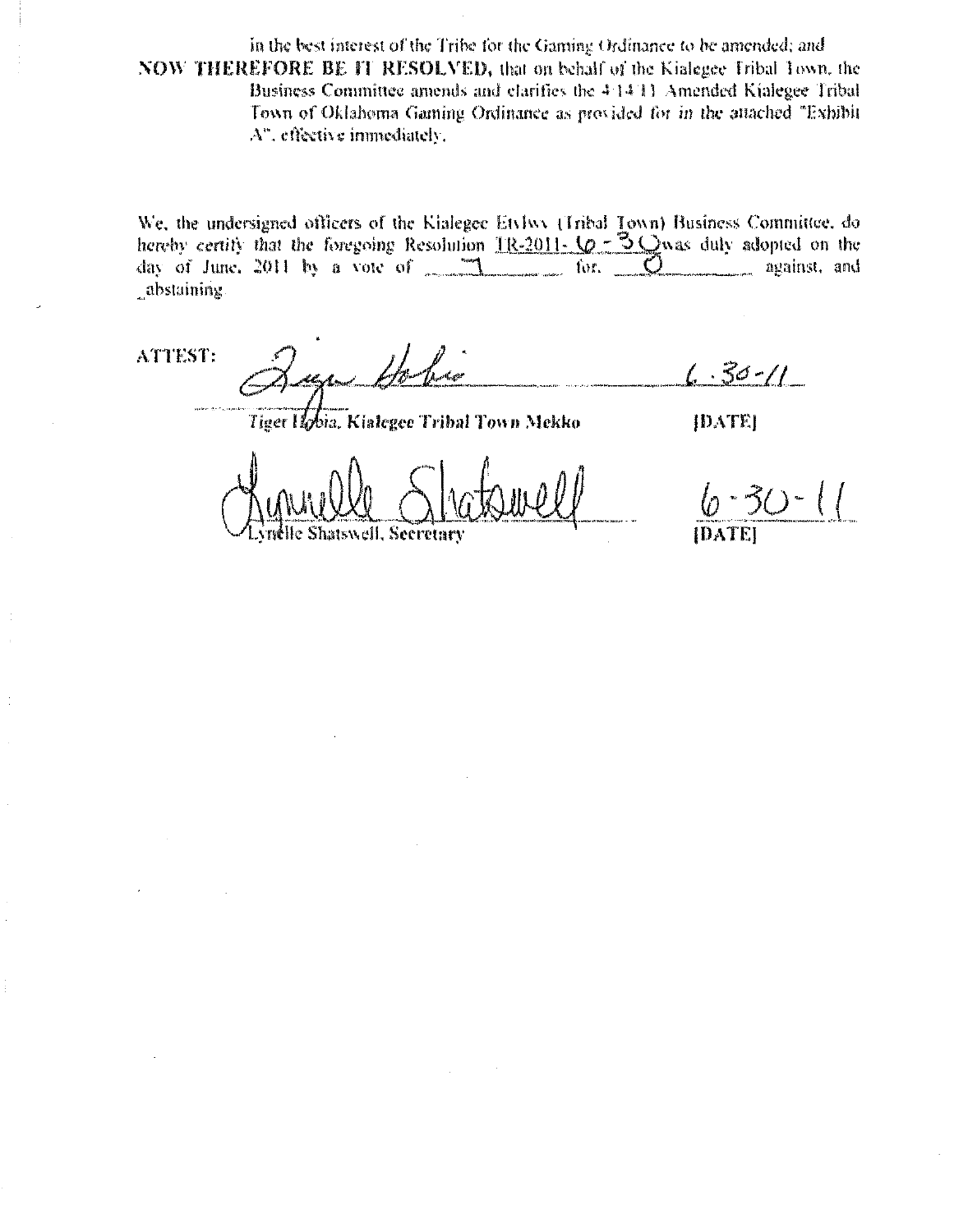in the best interest of the Tribe for the Gaming Ordinance to be amended; and

**NOW THEREFORE BE IT RESOLVED,** that on behalf of the Kialegee Tribal Town, the Business Committee amends and clarifies the 4-14-11 Amended Kialegee Tribal Town of Oklahoma Gaming Ordinance as provided for in the attached "Exhibit A", effective immediately.

We, the undersigned officers of the Kialegee Etvlwv (Tribal Town) Business Committee, do hereby *certify* that the foregoing Resolution TR-2011- 6 - 30 was duly adopted on the day of June, 2011 by a vote of 7 for, 0 against, and _abstaining.

**ATTEST:**

Tiger Hobia, Kialegee Tribal Town Mekko — 6-30-11 **[DATE]**

Lynelle Shatswell, Secretary — 6-30-11 **[DATE]**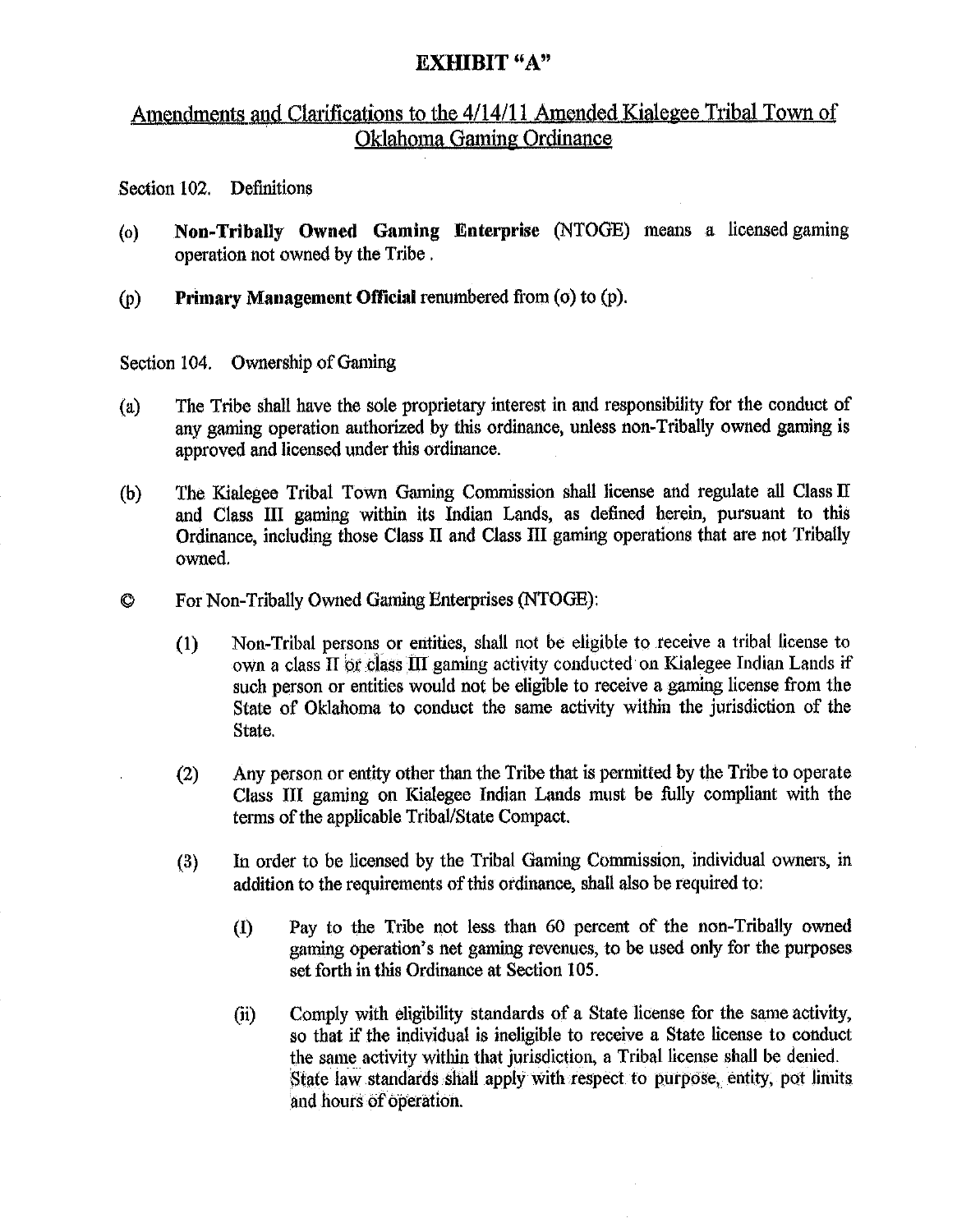# EXHIBIT "A"

## Amendments and Clarifications to the 4/14/11 Amended Kialegee Tribal Town of Oklahoma Gaming Ordinance

Section 102. Definitions

(o) **Non-Tribally Owned Gaming Enterprise** (NTOGE) means a licensed gaming operation not owned by the Tribe .

(p) **Primary Management Official** renumbered from (o) to (p).

Section 104. Ownership of Gaming

(a) The Tribe shall have the sole proprietary interest in and responsibility for the conduct of any gaming operation authorized by this ordinance, unless non-Tribally owned gaming is approved and licensed under this ordinance.

(b) The Kialegee Tribal Town Gaming Commission shall license and regulate all Class II and Class III gaming within its Indian Lands, as defined herein, pursuant to this Ordinance, including those Class II and Class III gaming operations that are not Tribally owned.

© For Non-Tribally Owned Gaming Enterprises (NTOGE):

(1) Non-Tribal persons or entities, shall not be eligible to receive a tribal license to own a class II or class III gaming activity conducted on Kialegee Indian Lands if such person or entities would not be eligible to receive a gaming license from the State of Oklahoma to conduct the same activity within the jurisdiction of the State.

(2) Any person or entity other than the Tribe that is permitted by the Tribe to operate Class III gaming on Kialegee Indian Lands must be fully compliant with the terms of the applicable Tribal/State Compact.

(3) In order to be licensed by the Tribal Gaming Commission, individual owners, in addition to the requirements of this ordinance, shall also be required to:

(I) Pay to the Tribe not less than 60 percent of the non-Tribally owned gaming operation's net gaming revenues, to be used only for the purposes set forth in this Ordinance at Section 105.

(ii) Comply with eligibility standards of a State license for the same activity, so that if the individual is ineligible to receive a State license to conduct the same activity within that jurisdiction, a Tribal license shall be denied. State law standards shall apply with respect to purpose, entity, pot limits and hours of operation.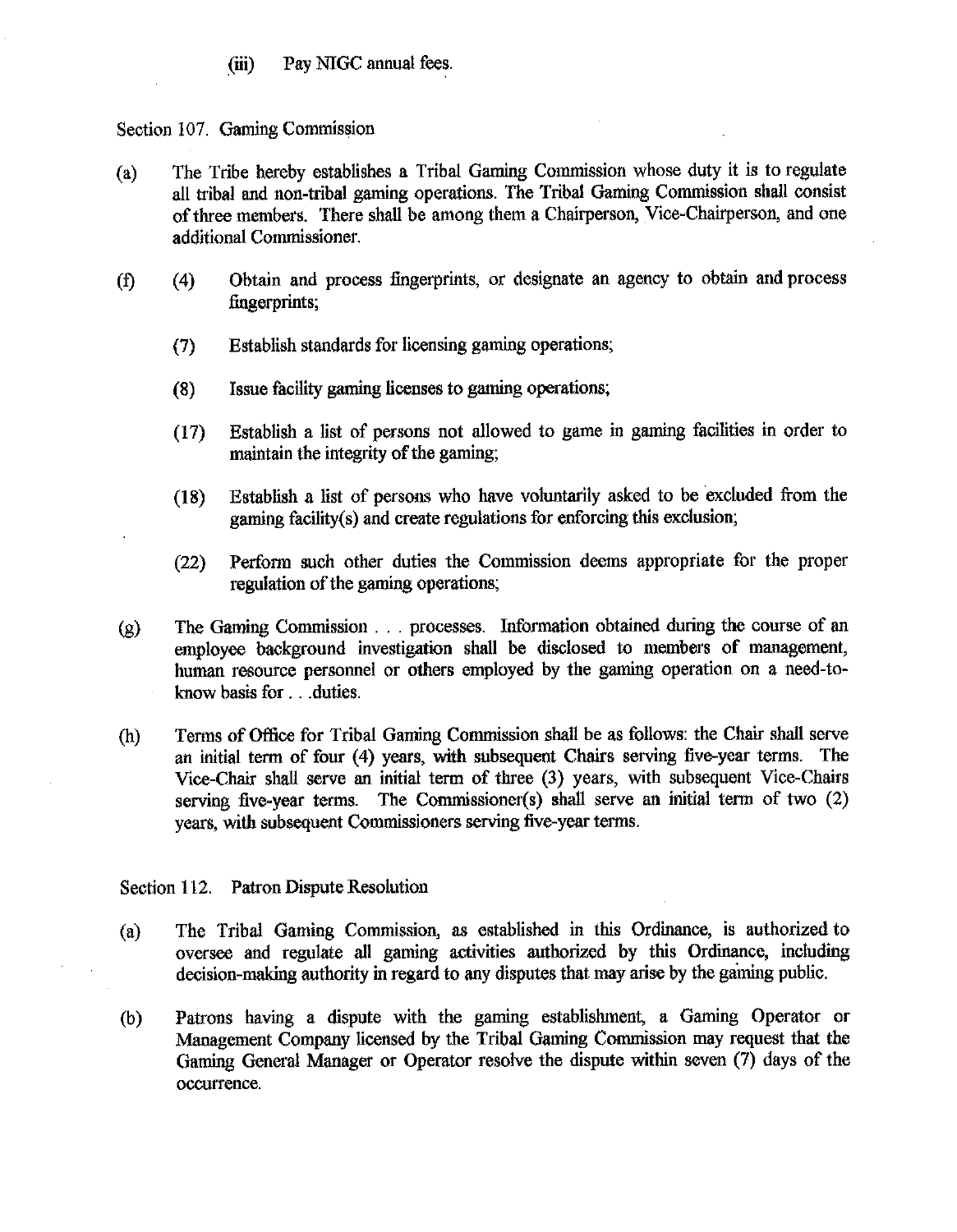(iii) Pay NIGC annual fees.

Section 107. Gaming Commission

(a) The Tribe hereby establishes a Tribal Gaming Commission whose duty it is to regulate all tribal and non-tribal gaming operations. The Tribal Gaming Commission shall consist of three members. There shall be among them a Chairperson, Vice-Chairperson, and one additional Commissioner.

(f) (4) Obtain and process fingerprints, or designate an agency to obtain and process fingerprints;

(7) Establish standards for licensing gaming operations;

(8) Issue facility gaming licenses to gaming operations;

(17) Establish a list of persons not allowed to game in gaming facilities in order to maintain the integrity of the gaming;

(18) Establish a list of persons who have voluntarily asked to be excluded from the gaming facility(s) and create regulations for enforcing this exclusion;

(22) Perform such other duties the Commission deems appropriate for the proper regulation of the gaming operations;

(g) The Gaming Commission . . . processes. Information obtained during the course of an employee background investigation shall be disclosed to members of management, human resource personnel or others employed by the gaming operation on a need-to-know basis for . . .duties.

(h) Terms of Office for Tribal Gaming Commission shall be as follows: the Chair shall serve an initial term of four (4) years, with subsequent Chairs serving five-year terms. The Vice-Chair shall serve an initial term of three (3) years, with subsequent Vice-Chairs serving five-year terms. The Commissioner(s) shall serve an initial term of two (2) years, with subsequent Commissioners serving five-year terms.

Section 112. Patron Dispute Resolution

(a) The Tribal Gaming Commission, as established in this Ordinance, is authorized to oversee and regulate all gaming activities authorized by this Ordinance, including decision-making authority in regard to any disputes that may arise by the gaming public.

(b) Patrons having a dispute with the gaming establishment, a Gaming Operator or Management Company licensed by the Tribal Gaming Commission may request that the Gaming General Manager or Operator resolve the dispute within seven (7) days of the occurrence.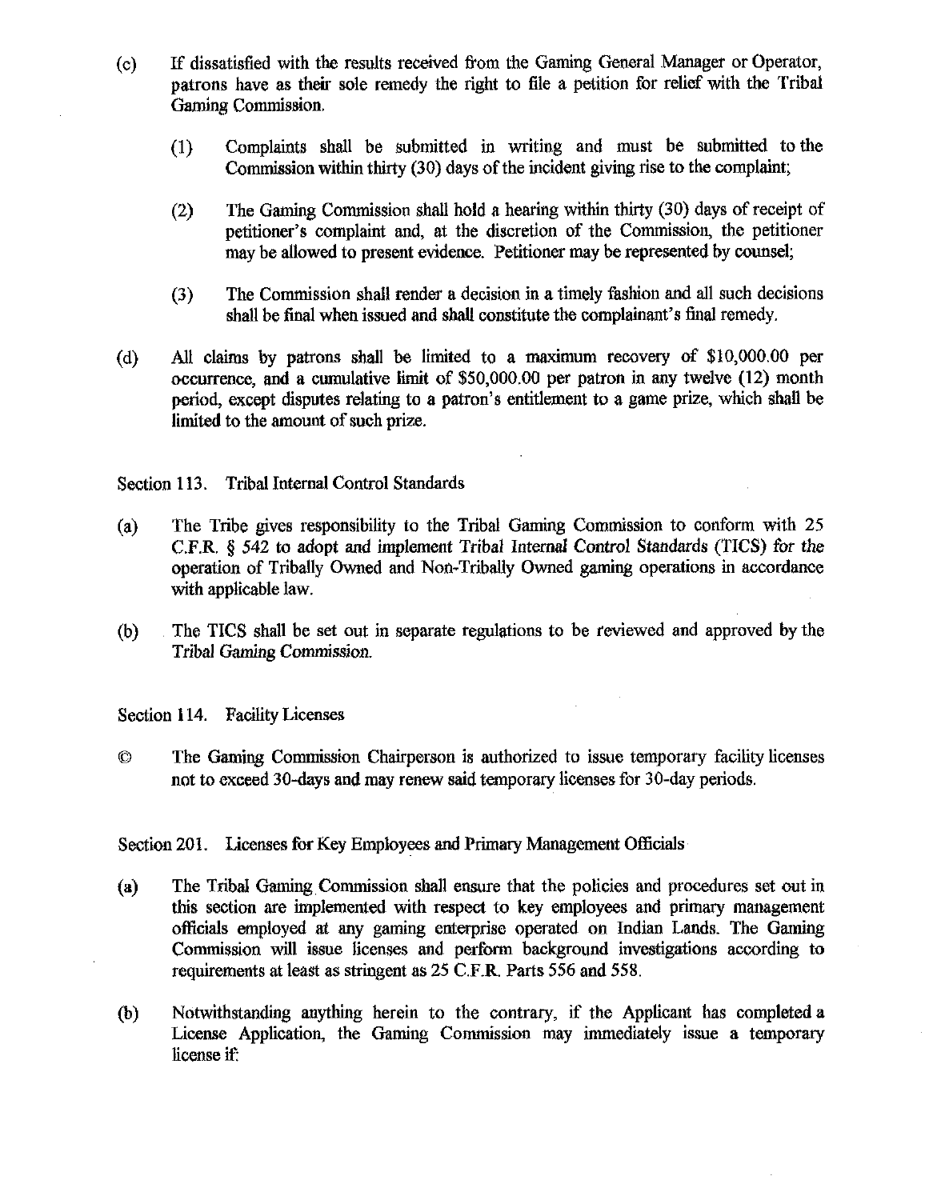(c) If dissatisfied with the results received from the Gaming General Manager or Operator, patrons have as their sole remedy the right to file a petition for relief with the Tribal Gaming Commission.

(1) Complaints shall be submitted in writing and must be submitted to the Commission within thirty (30) days of the incident giving rise to the complaint;

(2) The Gaming Commission shall hold a hearing within thirty (30) days of receipt of petitioner's complaint and, at the discretion of the Commission, the petitioner may be allowed to present evidence. Petitioner may be represented by counsel;

(3) The Commission shall render a decision in a timely fashion and all such decisions shall be final when issued and shall constitute the complainant's final remedy.

(d) All claims by patrons shall be limited to a maximum recovery of $10,000.00 per occurrence, and a cumulative limit of $50,000.00 per patron in any twelve (12) month period, except disputes relating to a patron's entitlement to a game prize, which shall be limited to the amount of such prize.

Section 113. Tribal Internal Control Standards

(a) The Tribe gives responsibility to the Tribal Gaming Commission to conform with 25 C.F.R. § 542 to adopt and implement Tribal Internal Control Standards (TICS) for the operation of Tribally Owned and Non-Tribally Owned gaming operations in accordance with applicable law.

(b) The TICS shall be set out in separate regulations to be reviewed and approved by the Tribal Gaming Commission.

Section 114. Facility Licenses

© The Gaming Commission Chairperson is authorized to issue temporary facility licenses not to exceed 30-days and may renew said temporary licenses for 30-day periods.

Section 201. Licenses for Key Employees and Primary Management Officials

(a) The Tribal Gaming Commission shall ensure that the policies and procedures set out in this section are implemented with respect to key employees and primary management officials employed at any gaming enterprise operated on Indian Lands. The Gaming Commission will issue licenses and perform background investigations according to requirements at least as stringent as 25 C.F.R. Parts 556 and 558.

(b) Notwithstanding anything herein to the contrary, if the Applicant has completed a License Application, the Gaming Commission may immediately issue a temporary license if: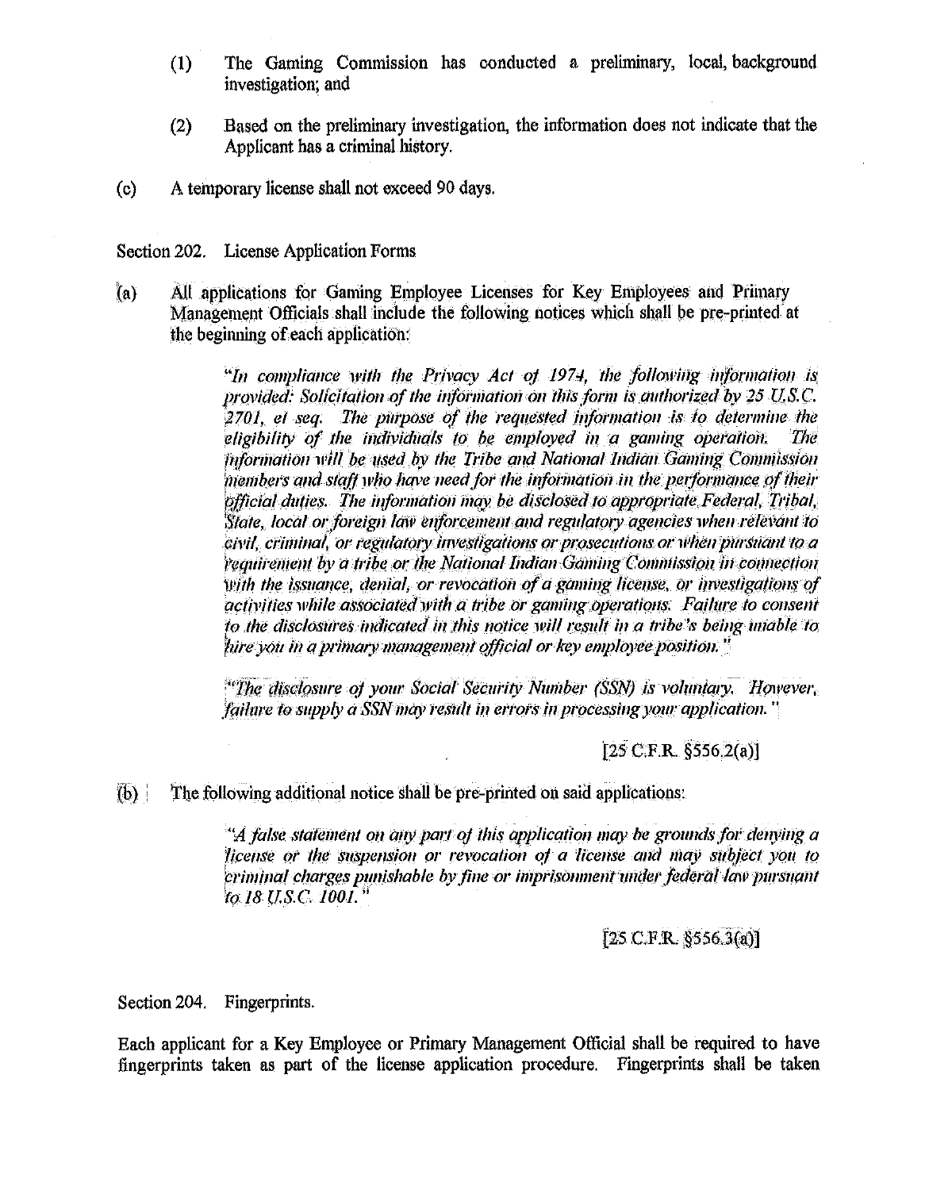(1) The Gaming Commission has conducted a preliminary, local, background investigation; and

(2) Based on the preliminary investigation, the information does not indicate that the Applicant has a criminal history.

(c) A temporary license shall not exceed 90 days.

Section 202. License Application Forms

(a) All applications for Gaming Employee Licenses for Key Employees and Primary Management Officials shall include the following notices which shall be pre-printed at the beginning of each application:

> *"In compliance with the Privacy Act of 1974, the following information is provided: Solicitation of the information on this form is authorized by 25 U.S.C. 2701, et seq. The purpose of the requested information is to determine the eligibility of the individuals to be employed in a gaming operation. The information will be used by the Tribe and National Indian Gaming Commission members and staff who have need for the information in the performance of their official duties. The information may be disclosed to appropriate Federal, Tribal, State, local or foreign law enforcement and regulatory agencies when relevant to civil, criminal, or regulatory investigations or prosecutions or when pursuant to a requirement by a tribe or the National Indian Gaming Commission in connection with the issuance, denial, or revocation of a gaming license, or investigations of activities while associated with a tribe or gaming operations. Failure to consent to the disclosures indicated in this notice will result in a tribe's being unable to hire you in a primary management official or key employee position."*
>
> *"The disclosure of your Social Security Number (SSN) is voluntary. However, failure to supply a SSN may result in errors in processing your application."*
>
> [25 C.F.R. §556.2(a)]

(b) The following additional notice shall be pre-printed on said applications:

> *"A false statement on any part of this application may be grounds for denying a license or the suspension or revocation of a license and may subject you to criminal charges punishable by fine or imprisonment under federal law pursuant to 18 U.S.C. 1001."*
>
> [25 C.F.R. §556.3(a)]

Section 204. Fingerprints.

Each applicant for a Key Employee or Primary Management Official shall be required to have fingerprints taken as part of the license application procedure. Fingerprints shall be taken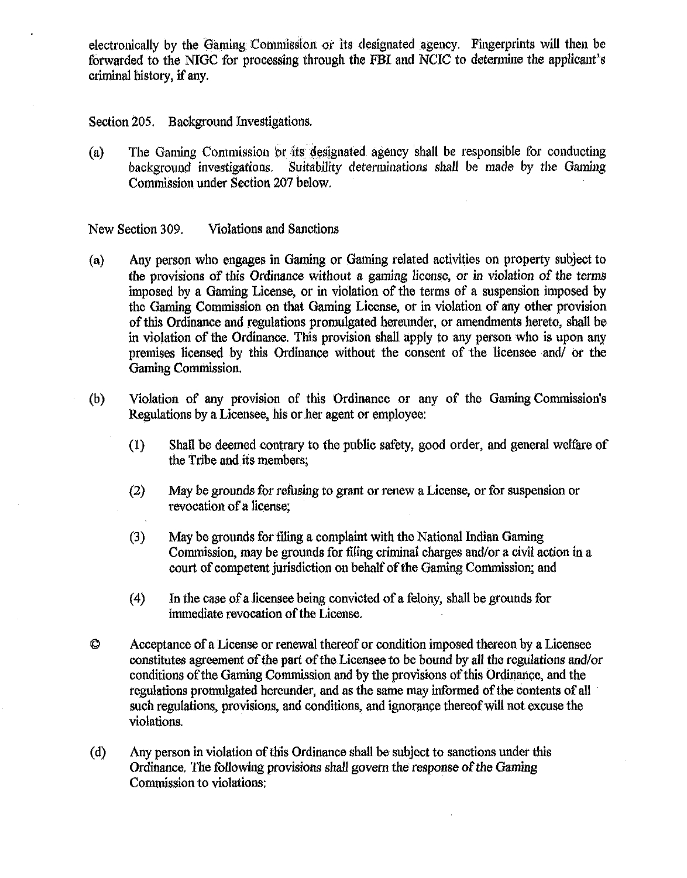electronically by the Gaming Commission or its designated agency. Fingerprints will then be forwarded to the NIGC for processing through the FBI and NCIC to determine the applicant's criminal history, if any.

Section 205. Background Investigations.

(a) The Gaming Commission or its designated agency shall be responsible for conducting background investigations. Suitability determinations shall be made by the Gaming Commission under Section 207 below.

New Section 309. Violations and Sanctions

(a) Any person who engages in Gaming or Gaming related activities on property subject to the provisions of this Ordinance without a gaming license, or in violation of the terms imposed by a Gaming License, or in violation of the terms of a suspension imposed by the Gaming Commission on that Gaming License, or in violation of any other provision of this Ordinance and regulations promulgated hereunder, or amendments hereto, shall be in violation of the Ordinance. This provision shall apply to any person who is upon any premises licensed by this Ordinance without the consent of the licensee and/ or the Gaming Commission.

(b) Violation of any provision of this Ordinance or any of the Gaming Commission's Regulations by a Licensee, his or her agent or employee:

   (1) Shall be deemed contrary to the public safety, good order, and general welfare of the Tribe and its members;

   (2) May be grounds for refusing to grant or renew a License, or for suspension or revocation of a license;

   (3) May be grounds for filing a complaint with the National Indian Gaming Commission, may be grounds for filing criminal charges and/or a civil action in a court of competent jurisdiction on behalf of the Gaming Commission; and

   (4) In the case of a licensee being convicted of a felony, shall be grounds for immediate revocation of the License.

© Acceptance of a License or renewal thereof or condition imposed thereon by a Licensee constitutes agreement of the part of the Licensee to be bound by all the regulations and/or conditions of the Gaming Commission and by the provisions of this Ordinance, and the regulations promulgated hereunder, and as the same may informed of the contents of all such regulations, provisions, and conditions, and ignorance thereof will not excuse the violations.

(d) Any person in violation of this Ordinance shall be subject to sanctions under this Ordinance. The following provisions shall govern the response of the Gaming Commission to violations;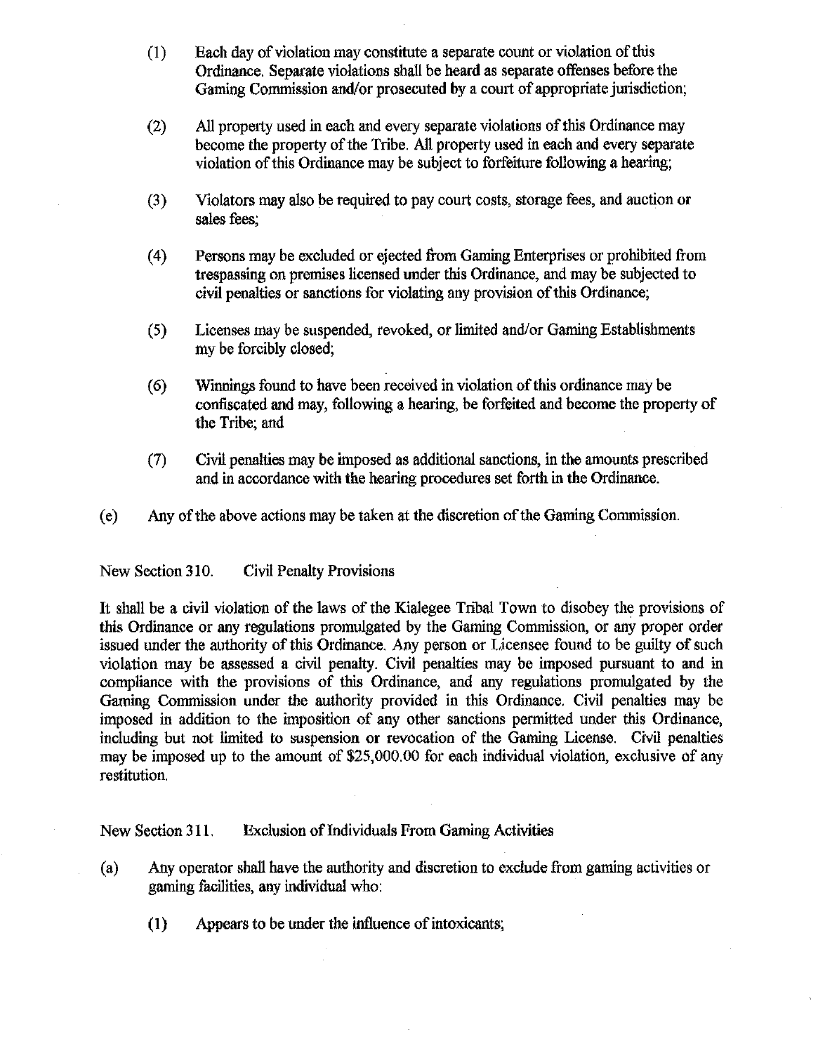(1) Each day of violation may constitute a separate count or violation of this Ordinance. Separate violations shall be heard as separate offenses before the Gaming Commission and/or prosecuted by a court of appropriate jurisdiction;

(2) All property used in each and every separate violations of this Ordinance may become the property of the Tribe. All property used in each and every separate violation of this Ordinance may be subject to forfeiture following a hearing;

(3) Violators may also be required to pay court costs, storage fees, and auction or sales fees;

(4) Persons may be excluded or ejected from Gaming Enterprises or prohibited from trespassing on premises licensed under this Ordinance, and may be subjected to civil penalties or sanctions for violating any provision of this Ordinance;

(5) Licenses may be suspended, revoked, or limited and/or Gaming Establishments my be forcibly closed;

(6) Winnings found to have been received in violation of this ordinance may be confiscated and may, following a hearing, be forfeited and become the property of the Tribe; and

(7) Civil penalties may be imposed as additional sanctions, in the amounts prescribed and in accordance with the hearing procedures set forth in the Ordinance.

(e) Any of the above actions may be taken at the discretion of the Gaming Commission.

New Section 310. Civil Penalty Provisions

It shall be a civil violation of the laws of the Kialegee Tribal Town to disobey the provisions of this Ordinance or any regulations promulgated by the Gaming Commission, or any proper order issued under the authority of this Ordinance. Any person or Licensee found to be guilty of such violation may be assessed a civil penalty. Civil penalties may be imposed pursuant to and in compliance with the provisions of this Ordinance, and any regulations promulgated by the Gaming Commission under the authority provided in this Ordinance. Civil penalties may be imposed in addition to the imposition of any other sanctions permitted under this Ordinance, including but not limited to suspension or revocation of the Gaming License. Civil penalties may be imposed up to the amount of $25,000.00 for each individual violation, exclusive of any restitution.

New Section 311. Exclusion of Individuals From Gaming Activities

(a) Any operator shall have the authority and discretion to exclude from gaming activities or gaming facilities, any individual who:

(1) Appears to be under the influence of intoxicants;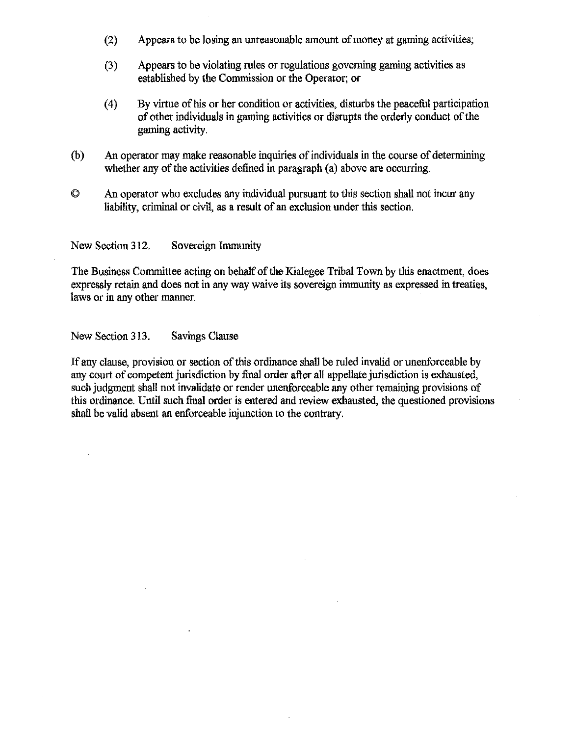(2) Appears to be losing an unreasonable amount of money at gaming activities;

(3) Appears to be violating rules or regulations governing gaming activities as established by the Commission or the Operator; or

(4) By virtue of his or her condition or activities, disturbs the peaceful participation of other individuals in gaming activities or disrupts the orderly conduct of the gaming activity.

(b) An operator may make reasonable inquiries of individuals in the course of determining whether any of the activities defined in paragraph (a) above are occurring.

© An operator who excludes any individual pursuant to this section shall not incur any liability, criminal or civil, as a result of an exclusion under this section.

New Section 312. Sovereign Immunity

The Business Committee acting on behalf of the Kialegee Tribal Town by this enactment, does expressly retain and does not in any way waive its sovereign immunity as expressed in treaties, laws or in any other manner.

New Section 313. Savings Clause

If any clause, provision or section of this ordinance shall be ruled invalid or unenforceable by any court of competent jurisdiction by final order after all appellate jurisdiction is exhausted, such judgment shall not invalidate or render unenforceable any other remaining provisions of this ordinance. Until such final order is entered and review exhausted, the questioned provisions shall be valid absent an enforceable injunction to the contrary.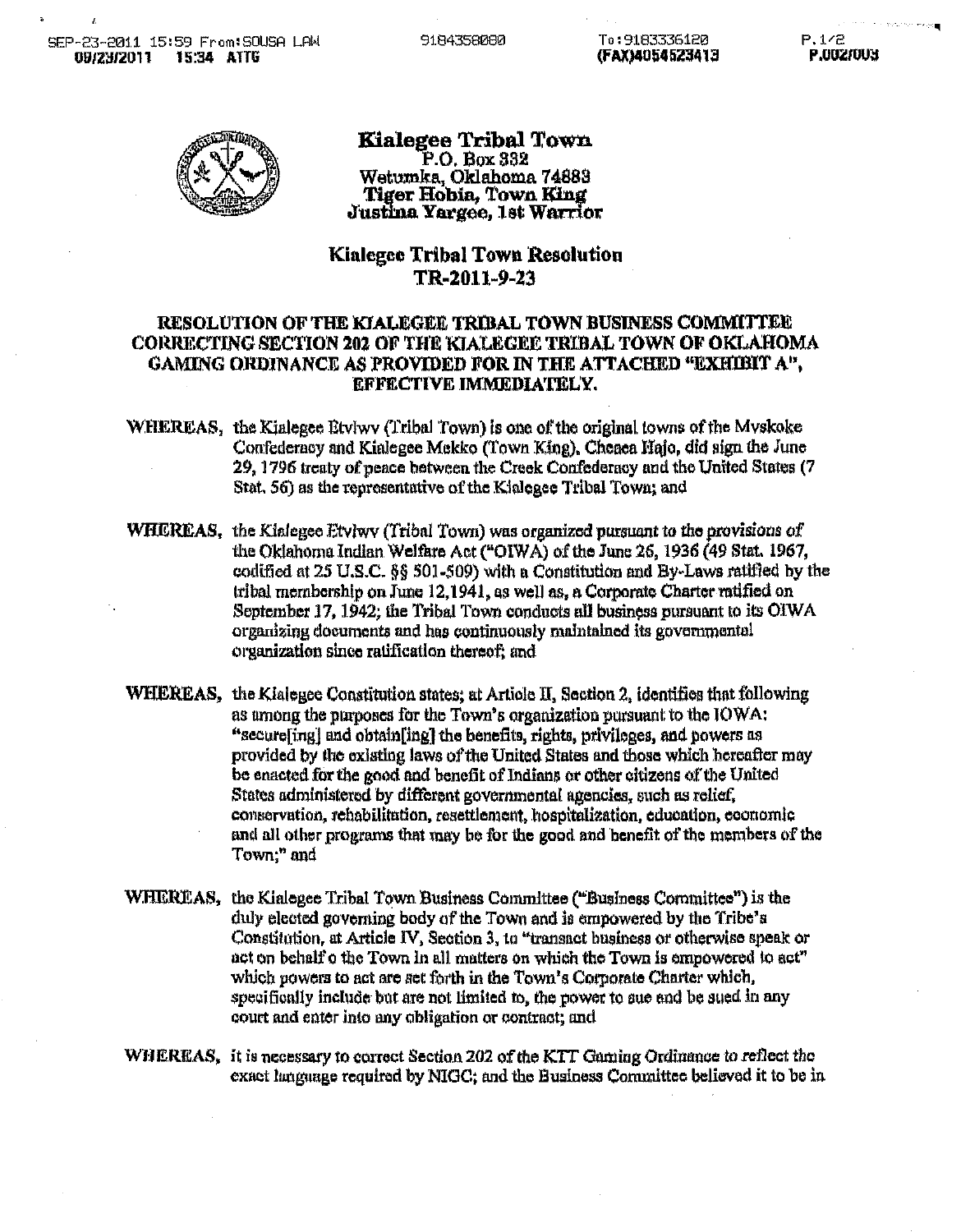**Kialegee Tribal Town**
P.O. Box 332
Wetumka, Oklahoma 74883
**Tiger Hobia, Town King**
**Justina Yargee, 1st Warrior**

## Kialegee Tribal Town Resolution
## TR-2011-9-23

### RESOLUTION OF THE KIALEGEE TRIBAL TOWN BUSINESS COMMITTEE CORRECTING SECTION 202 OF THE KIALEGEE TRIBAL TOWN OF OKLAHOMA GAMING ORDINANCE AS PROVIDED FOR IN THE ATTACHED "EXHIBIT A", EFFECTIVE IMMEDIATELY.

**WHEREAS,** the Kialegee Etvlwv (Tribal Town) is one of the original towns of the Mvskoke Confederacy and Kialegee Mekko (Town King), Cheaca Hajo, did sign the June 29, 1796 treaty of peace between the Creek Confederacy and the United States (7 Stat. 56) as the representative of the Kialegee Tribal Town; and

**WHEREAS,** the Kialegee Etvlwv (Tribal Town) was organized pursuant to the provisions of the Oklahoma Indian Welfare Act ("OIWA) of the June 26, 1936 (49 Stat. 1967, codified at 25 U.S.C. §§ 501-509) with a Constitution and By-Laws ratified by the tribal membership on June 12,1941, as well as, a Corporate Charter ratified on September 17, 1942; the Tribal Town conducts all business pursuant to its OIWA organizing documents and has continuously maintained its governmental organization since ratification thereof; and

**WHEREAS,** the Kialegee Constitution states; at Article II, Section 2, identifies that following as among the purposes for the Town's organization pursuant to the IOWA: "secure[ing] and obtain[ing] the benefits, rights, privileges, and powers as provided by the existing laws of the United States and those which hereafter may be enacted for the good and benefit of Indians or other citizens of the United States administered by different governmental agencies, such as relief, conservation, rehabilitation, resettlement, hospitalization, education, economic and all other programs that may be for the good and benefit of the members of the Town;" and

**WHEREAS,** the Kialegee Tribal Town Business Committee ("Business Committee") is the duly elected governing body of the Town and is empowered by the Tribe's Constitution, at Article IV, Section 3, to "transact business or otherwise speak or act on behalf o the Town in all matters on which the Town is empowered to act" which powers to act are set forth in the Town's Corporate Charter which, specifically include but are not limited to, the power to sue and be sued in any court and enter into any obligation or contract; and

**WHEREAS,** it is necessary to correct Section 202 of the KTT Gaming Ordinance to reflect the exact language required by NIGC; and the Business Committee believed it to be in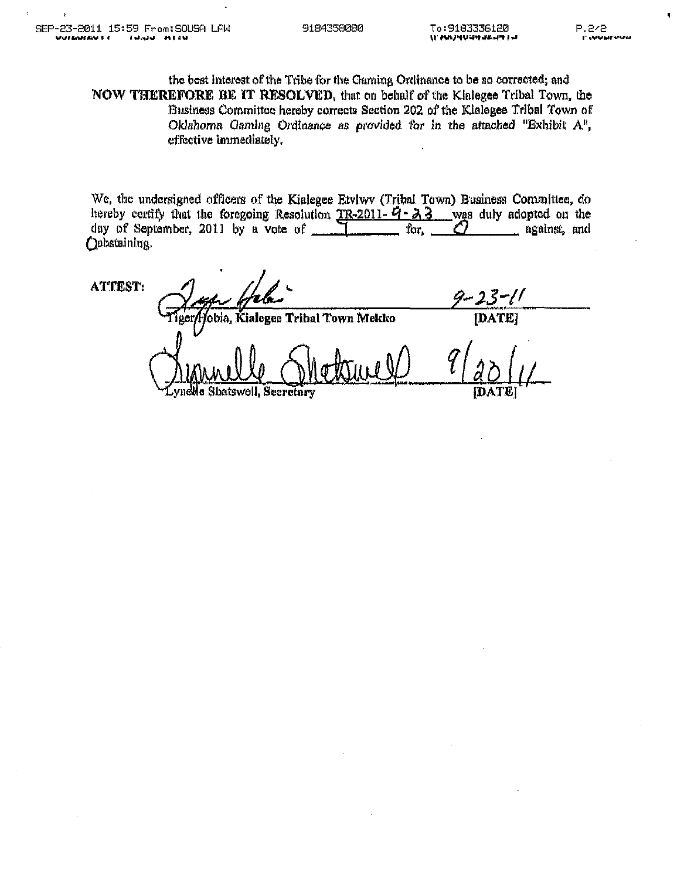the best interest of the Tribe for the Gaming Ordinance to be so corrected; and

**NOW THEREFORE BE IT RESOLVED**, that on behalf of the Kialegee Tribal Town, the Business Committee hereby corrects Section 202 of the Kialegee Tribal Town of *Oklahoma Gaming Ordinance as provided for* in the attached "Exhibit A", effective immediately.

We, the undersigned officers of the Kialegee Etvlwv (Tribal Town) Business Committee, do hereby certify that the foregoing Resolution TR-2011- 9-23 was duly adopted on the day of September, 2011 by a vote of 4 for, 0 against, and 0 abstaining.

**ATTEST:**

Tiger Hobia, Kialegee Tribal Town Mekko — 9-23-11 **[DATE]**

Lynelle Shatswell, Secretary — 9/20/11 **[DATE]**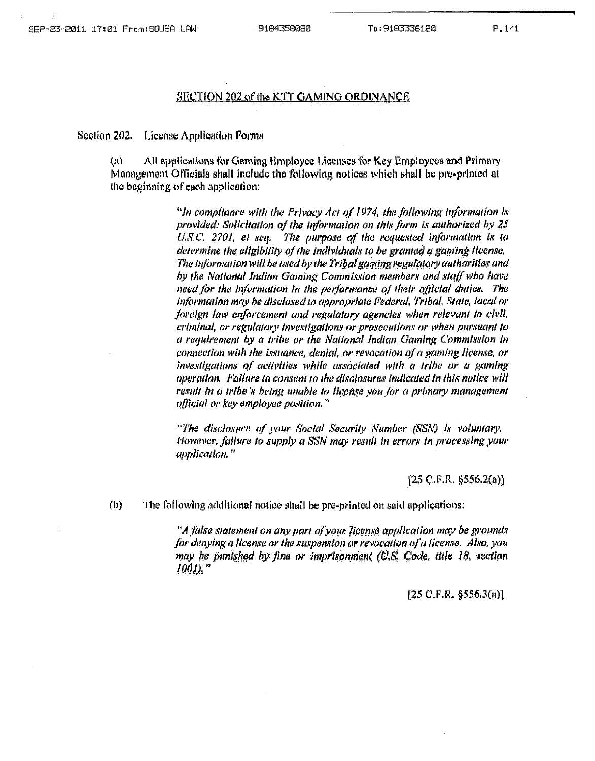## SECTION 202 of the KTT GAMING ORDINANCE

Section 202. License Application Forms

(a) All applications for Gaming Employee Licenses for Key Employees and Primary Management Officials shall include the following notices which shall be pre-printed at the beginning of each application:

> *"In compliance with the Privacy Act of 1974, the following information is provided: Solicitation of the information on this form is authorized by 25 U.S.C. 2701, et seq. The purpose of the requested information is to determine the eligibility of the individuals to be granted a gaming license. The information will be used by the Tribal gaming regulatory authorities and by the National Indian Gaming Commission members and staff who have need for the information in the performance of their official duties. The information may be disclosed to appropriate Federal, Tribal, State, local or foreign law enforcement and regulatory agencies when relevant to civil, criminal, or regulatory investigations or prosecutions or when pursuant to a requirement by a tribe or the National Indian Gaming Commission in connection with the issuance, denial, or revocation of a gaming license, or investigations of activities while associated with a tribe or a gaming operation. Failure to consent to the disclosures indicated in this notice will result in a tribe's being unable to license you for a primary management official or key employee position."*
>
> *"The disclosure of your Social Security Number (SSN) is voluntary. However, failure to supply a SSN may result in errors in processing your application."*

[25 C.F.R. §556.2(a)]

(b) The following additional notice shall be pre-printed on said applications:

> *"A false statement on any part of your license application may be grounds for denying a license or the suspension or revocation of a license. Also, you may be punished by fine or imprisonment (U.S. Code, title 18, section 1001)."*

[25 C.F.R. §556.3(a)]